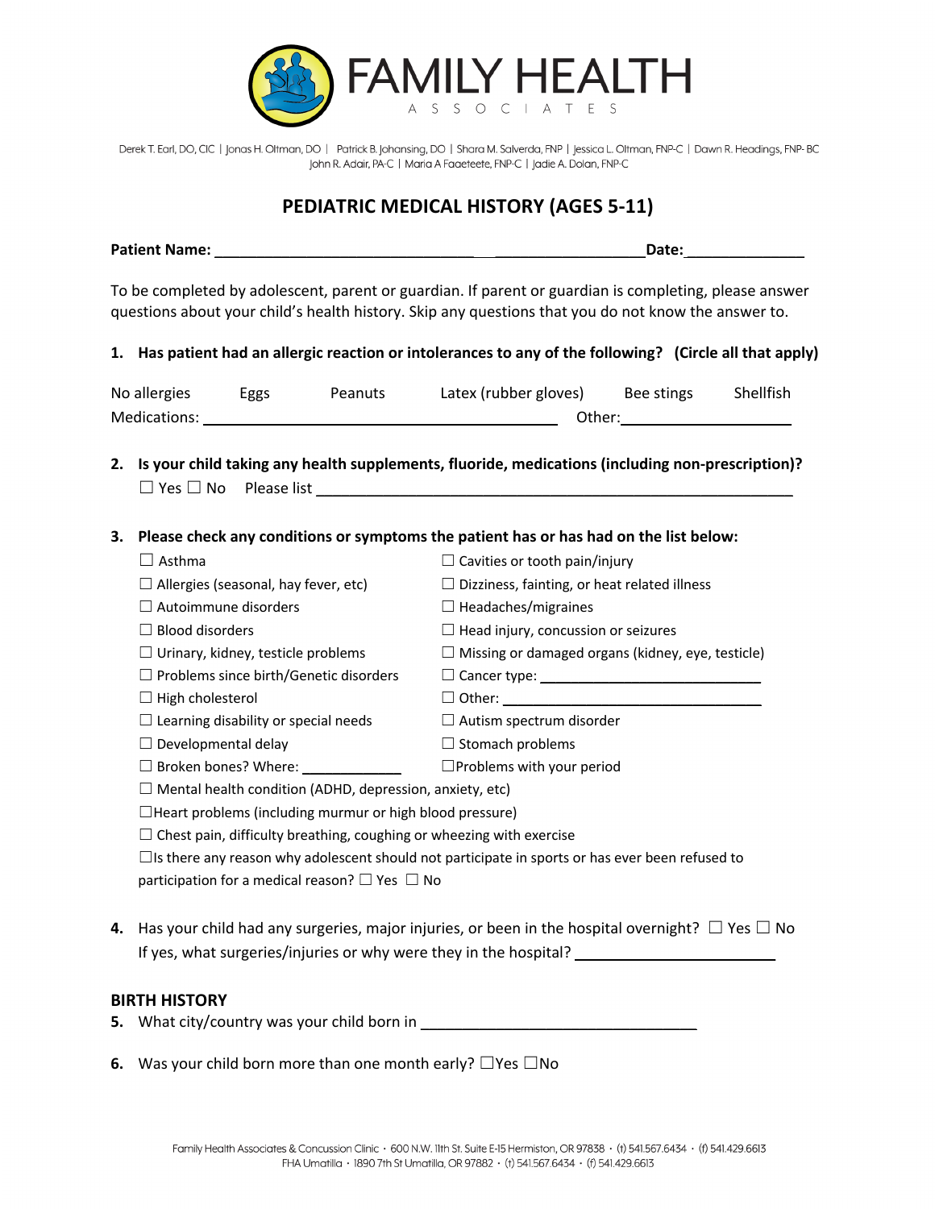# FAMILY HEALTH ASSOCIATES

Derek T. Earl, DO, CIC | Jonas H. Oltman, DO | Patrick B. Johansing, DO | Shara M. Salverda, FNP | Jessica L. Oltman, FNP-C | Dawn R. Headings, FNP-BC
John R. Adair, PA-C | Maria A Faaeteete, FNP-C | Jadie A. Dolan, FNP-C

## PEDIATRIC MEDICAL HISTORY (AGES 5-11)

**Patient Name:** ___________________________________________________ **Date:**_______________

To be completed by adolescent, parent or guardian. If parent or guardian is completing, please answer questions about your child's health history. Skip any questions that you do not know the answer to.

**1. Has patient had an allergic reaction or intolerances to any of the following? (Circle all that apply)**

No allergies    Eggs    Peanuts    Latex (rubber gloves)    Bee stings    Shellfish
Medications: ____________________________________________ Other:______________________

**2. Is your child taking any health supplements, fluoride, medications (including non-prescription)?**
☐ Yes ☐ No    Please list ____________________________________________________________

**3. Please check any conditions or symptoms the patient has or has had on the list below:**

- ☐ Asthma
- ☐ Allergies (seasonal, hay fever, etc)
- ☐ Autoimmune disorders
- ☐ Blood disorders
- ☐ Urinary, kidney, testicle problems
- ☐ Problems since birth/Genetic disorders
- ☐ High cholesterol
- ☐ Learning disability or special needs
- ☐ Developmental delay
- ☐ Broken bones? Where: ____________
- ☐ Cavities or tooth pain/injury
- ☐ Dizziness, fainting, or heat related illness
- ☐ Headaches/migraines
- ☐ Head injury, concussion or seizures
- ☐ Missing or damaged organs (kidney, eye, testicle)
- ☐ Cancer type: ____________________________
- ☐ Other: ________________________________
- ☐ Autism spectrum disorder
- ☐ Stomach problems
- ☐ Problems with your period
- ☐ Mental health condition (ADHD, depression, anxiety, etc)
- ☐ Heart problems (including murmur or high blood pressure)
- ☐ Chest pain, difficulty breathing, coughing or wheezing with exercise
- ☐ Is there any reason why adolescent should not participate in sports or has ever been refused to participation for a medical reason? ☐ Yes ☐ No

**4.** Has your child had any surgeries, major injuries, or been in the hospital overnight? ☐ Yes ☐ No
If yes, what surgeries/injuries or why were they in the hospital? ________________________

### BIRTH HISTORY

**5.** What city/country was your child born in ___________________________________

**6.** Was your child born more than one month early? ☐Yes ☐No

Family Health Associates & Concussion Clinic • 600 N.W. 11th St. Suite E-15 Hermiston, OR 97838 • (t) 541.567.6434 • (f) 541.429.6613
FHA Umatilla • 1890 7th St Umatilla, OR 97882 • (t) 541.567.6434 • (f) 541.429.6613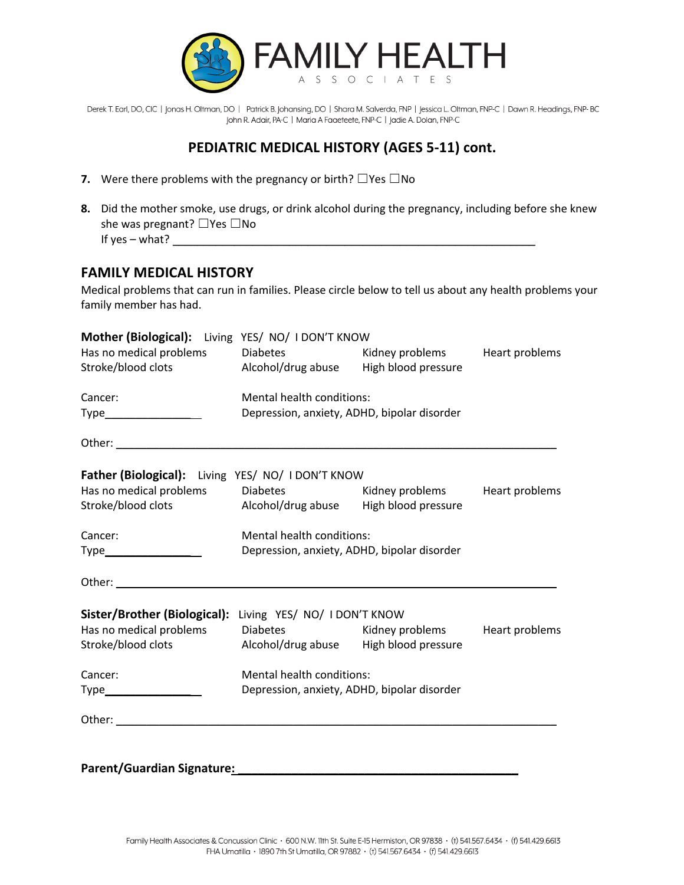FAMILY HEALTH ASSOCIATES

Derek T. Earl, DO, CIC | Jonas H. Oltman, DO | Patrick B. Johansing, DO | Shara M. Salverda, FNP | Jessica L. Oltman, FNP-C | Dawn R. Headings, FNP- BC
John R. Adair, PA-C | Maria A Faaeteete, FNP-C | Jadie A. Dolan, FNP-C

## PEDIATRIC MEDICAL HISTORY (AGES 5-11) cont.

**7.** Were there problems with the pregnancy or birth? ☐Yes ☐No

**8.** Did the mother smoke, use drugs, or drink alcohol during the pregnancy, including before she knew she was pregnant? ☐Yes ☐No
If yes – what? ____________________________________________________________

## FAMILY MEDICAL HISTORY

Medical problems that can run in families. Please circle below to tell us about any health problems your family member has had.

**Mother (Biological):** Living YES/ NO/ I DON'T KNOW

| | | | |
|---|---|---|---|
| Has no medical problems | Diabetes | Kidney problems | Heart problems |
| Stroke/blood clots | Alcohol/drug abuse | High blood pressure | |

Cancer:
Type________________

Mental health conditions:
Depression, anxiety, ADHD, bipolar disorder

Other: ___________________________________________________________________________

**Father (Biological):** Living YES/ NO/ I DON'T KNOW

| | | | |
|---|---|---|---|
| Has no medical problems | Diabetes | Kidney problems | Heart problems |
| Stroke/blood clots | Alcohol/drug abuse | High blood pressure | |

Cancer:
Type________________

Mental health conditions:
Depression, anxiety, ADHD, bipolar disorder

Other: ___________________________________________________________________________

**Sister/Brother (Biological):** Living YES/ NO/ I DON'T KNOW

| | | | |
|---|---|---|---|
| Has no medical problems | Diabetes | Kidney problems | Heart problems |
| Stroke/blood clots | Alcohol/drug abuse | High blood pressure | |

Cancer:
Type________________

Mental health conditions:
Depression, anxiety, ADHD, bipolar disorder

Other: ___________________________________________________________________________

**Parent/Guardian Signature:**___________________________________________

Family Health Associates & Concussion Clinic • 600 N.W. 11th St. Suite E-15 Hermiston, OR 97838 • (t) 541.567.6434 • (f) 541.429.6613
FHA Umatilla • 1890 7th St Umatilla, OR 97882 • (t) 541.567.6434 • (f) 541.429.6613